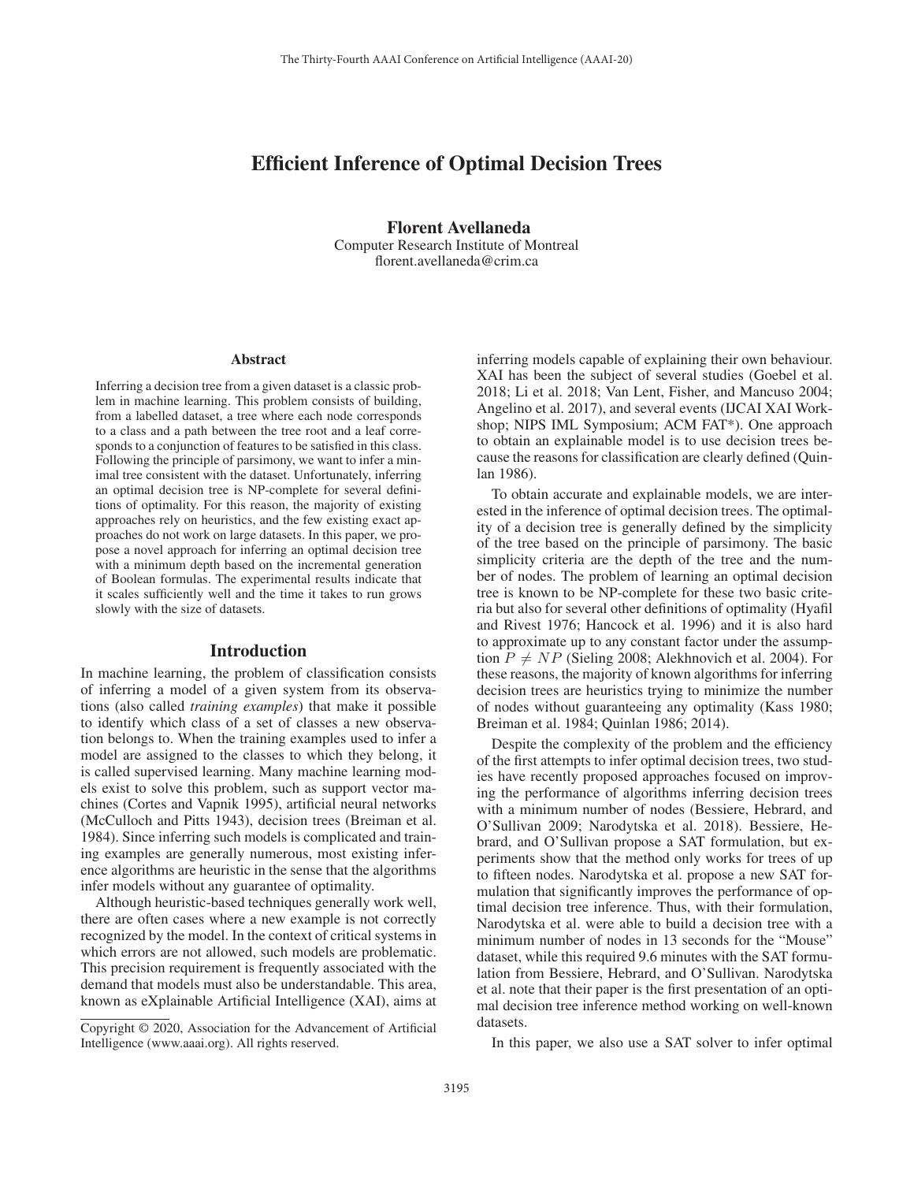# Efficient Inference of Optimal Decision Trees

**Florent Avellaneda**
Computer Research Institute of Montreal
florent.avellaneda@crim.ca

## Abstract

Inferring a decision tree from a given dataset is a classic problem in machine learning. This problem consists of building, from a labelled dataset, a tree where each node corresponds to a class and a path between the tree root and a leaf corresponds to a conjunction of features to be satisfied in this class. Following the principle of parsimony, we want to infer a minimal tree consistent with the dataset. Unfortunately, inferring an optimal decision tree is NP-complete for several definitions of optimality. For this reason, the majority of existing approaches rely on heuristics, and the few existing exact approaches do not work on large datasets. In this paper, we propose a novel approach for inferring an optimal decision tree with a minimum depth based on the incremental generation of Boolean formulas. The experimental results indicate that it scales sufficiently well and the time it takes to run grows slowly with the size of datasets.

## Introduction

In machine learning, the problem of classification consists of inferring a model of a given system from its observations (also called *training examples*) that make it possible to identify which class of a set of classes a new observation belongs to. When the training examples used to infer a model are assigned to the classes to which they belong, it is called supervised learning. Many machine learning models exist to solve this problem, such as support vector machines (Cortes and Vapnik 1995), artificial neural networks (McCulloch and Pitts 1943), decision trees (Breiman et al. 1984). Since inferring such models is complicated and training examples are generally numerous, most existing inference algorithms are heuristic in the sense that the algorithms infer models without any guarantee of optimality.

Although heuristic-based techniques generally work well, there are often cases where a new example is not correctly recognized by the model. In the context of critical systems in which errors are not allowed, such models are problematic. This precision requirement is frequently associated with the demand that models must also be understandable. This area, known as eXplainable Artificial Intelligence (XAI), aims at inferring models capable of explaining their own behaviour. XAI has been the subject of several studies (Goebel et al. 2018; Li et al. 2018; Van Lent, Fisher, and Mancuso 2004; Angelino et al. 2017), and several events (IJCAI XAI Workshop; NIPS IML Symposium; ACM FAT*). One approach to obtain an explainable model is to use decision trees because the reasons for classification are clearly defined (Quinlan 1986).

To obtain accurate and explainable models, we are interested in the inference of optimal decision trees. The optimality of a decision tree is generally defined by the simplicity of the tree based on the principle of parsimony. The basic simplicity criteria are the depth of the tree and the number of nodes. The problem of learning an optimal decision tree is known to be NP-complete for these two basic criteria but also for several other definitions of optimality (Hyafil and Rivest 1976; Hancock et al. 1996) and it is also hard to approximate up to any constant factor under the assumption $P \neq NP$ (Sieling 2008; Alekhnovich et al. 2004). For these reasons, the majority of known algorithms for inferring decision trees are heuristics trying to minimize the number of nodes without guaranteeing any optimality (Kass 1980; Breiman et al. 1984; Quinlan 1986; 2014).

Despite the complexity of the problem and the efficiency of the first attempts to infer optimal decision trees, two studies have recently proposed approaches focused on improving the performance of algorithms inferring decision trees with a minimum number of nodes (Bessiere, Hebrard, and O'Sullivan 2009; Narodytska et al. 2018). Bessiere, Hebrard, and O'Sullivan propose a SAT formulation, but experiments show that the method only works for trees of up to fifteen nodes. Narodytska et al. propose a new SAT formulation that significantly improves the performance of optimal decision tree inference. Thus, with their formulation, Narodytska et al. were able to build a decision tree with a minimum number of nodes in 13 seconds for the "Mouse" dataset, while this required 9.6 minutes with the SAT formulation from Bessiere, Hebrard, and O'Sullivan. Narodytska et al. note that their paper is the first presentation of an optimal decision tree inference method working on well-known datasets.

In this paper, we also use a SAT solver to infer optimal

Copyright © 2020, Association for the Advancement of Artificial Intelligence (www.aaai.org). All rights reserved.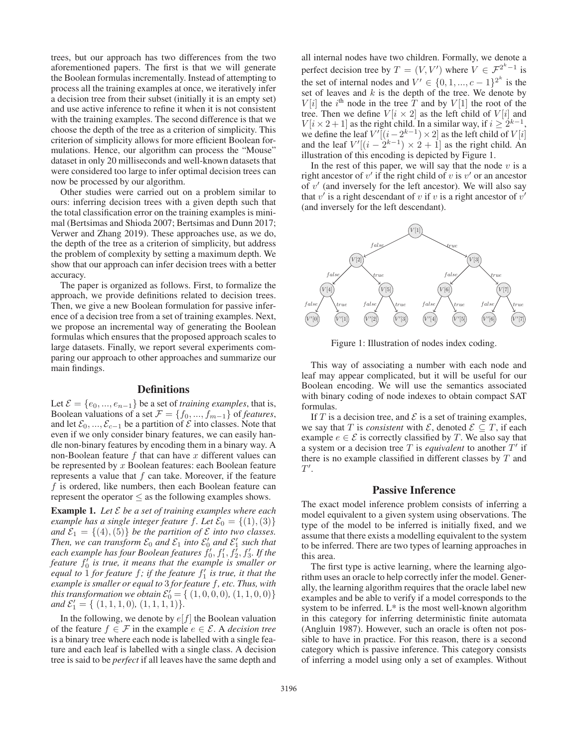trees, but our approach has two differences from the two aforementioned papers. The first is that we will generate the Boolean formulas incrementally. Instead of attempting to process all the training examples at once, we iteratively infer a decision tree from their subset (initially it is an empty set) and use active inference to refine it when it is not consistent with the training examples. The second difference is that we choose the depth of the tree as a criterion of simplicity. This criterion of simplicity allows for more efficient Boolean formulations. Hence, our algorithm can process the "Mouse" dataset in only 20 milliseconds and well-known datasets that were considered too large to infer optimal decision trees can now be processed by our algorithm.

Other studies were carried out on a problem similar to ours: inferring decision trees with a given depth such that the total classification error on the training examples is minimal (Bertsimas and Shioda 2007; Bertsimas and Dunn 2017; Verwer and Zhang 2019). These approaches use, as we do, the depth of the tree as a criterion of simplicity, but address the problem of complexity by setting a maximum depth. We show that our approach can infer decision trees with a better accuracy.

The paper is organized as follows. First, to formalize the approach, we provide definitions related to decision trees. Then, we give a new Boolean formulation for passive inference of a decision tree from a set of training examples. Next, we propose an incremental way of generating the Boolean formulas which ensures that the proposed approach scales to large datasets. Finally, we report several experiments comparing our approach to other approaches and summarize our main findings.

## Definitions

Let $\mathcal{E} = \{e_0, ..., e_{n-1}\}$ be a set of *training examples*, that is, Boolean valuations of a set $\mathcal{F} = \{f_0, ..., f_{m-1}\}$ of *features*, and let $\mathcal{E}_0, ..., \mathcal{E}_{c-1}$ be a partition of $\mathcal{E}$ into classes. Note that even if we only consider binary features, we can easily handle non-binary features by encoding them in a binary way. A non-Boolean feature $f$ that can have $x$ different values can be represented by $x$ Boolean features: each Boolean feature represents a value that $f$ can take. Moreover, if the feature $f$ is ordered, like numbers, then each Boolean feature can represent the operator $\leq$ as the following examples shows.

**Example 1.** *Let $\mathcal{E}$ be a set of training examples where each example has a single integer feature $f$. Let $\mathcal{E}_0 = \{(1), (3)\}$ and $\mathcal{E}_1 = \{(4), (5)\}$ be the partition of $\mathcal{E}$ into two classes. Then, we can transform $\mathcal{E}_0$ and $\mathcal{E}_1$ into $\mathcal{E}'_0$ and $\mathcal{E}'_1$ such that each example has four Boolean features $f'_0, f'_1, f'_2, f'_3$. If the feature $f'_0$ is true, it means that the example is smaller or equal to 1 for feature $f$; if the feature $f'_1$ is true, it that the example is smaller or equal to 3 for feature $f$, etc. Thus, with this transformation we obtain $\mathcal{E}'_0 = \{ (1,0,0,0), (1,1,0,0)\}$ and $\mathcal{E}'_1 = \{ (1,1,1,0), (1,1,1,1)\}$.*

In the following, we denote by $e[f]$ the Boolean valuation of the feature $f \in \mathcal{F}$ in the example $e \in \mathcal{E}$. A *decision tree* is a binary tree where each node is labelled with a single feature and each leaf is labelled with a single class. A decision tree is said to be *perfect* if all leaves have the same depth and all internal nodes have two children. Formally, we denote a perfect decision tree by $T = (V, V')$ where $V \in \mathcal{F}^{2^k - 1}$ is the set of internal nodes and $V' \in \{0, 1, ..., c-1\}^{2^k}$ is the set of leaves and $k$ is the depth of the tree. We denote by $V[i]$ the $i^{\text{th}}$ node in the tree $T$ and by $V[1]$ the root of the tree. Then we define $V[i \times 2]$ as the left child of $V[i]$ and $V[i \times 2 + 1]$ as the right child. In a similar way, if $i \geq 2^{k-1}$, we define the leaf $V'[(i - 2^{k-1}) \times 2]$ as the left child of $V[i]$ and the leaf $V'[(i - 2^{k-1}) \times 2 + 1]$ as the right child. An illustration of this encoding is depicted by Figure 1.

In the rest of this paper, we will say that the node $v$ is a right ancestor of $v'$ if the right child of $v$ is $v'$ or an ancestor of $v'$ (and inversely for the left ancestor). We will also say that $v'$ is a right descendant of $v$ if $v$ is a right ancestor of $v'$ (and inversely for the left descendant).

Figure 1: Illustration of nodes index coding.

This way of associating a number with each node and leaf may appear complicated, but it will be useful for our Boolean encoding. We will use the semantics associated with binary coding of node indexes to obtain compact SAT formulas.

If $T$ is a decision tree, and $\mathcal{E}$ is a set of training examples, we say that $T$ is *consistent* with $\mathcal{E}$, denoted $\mathcal{E} \subseteq T$, if each example $e \in \mathcal{E}$ is correctly classified by $T$. We also say that a system or a decision tree $T$ is *equivalent* to another $T'$ if there is no example classified in different classes by $T$ and $T'$.

## Passive Inference

The exact model inference problem consists of inferring a model equivalent to a given system using observations. The type of the model to be inferred is initially fixed, and we assume that there exists a modelling equivalent to the system to be inferred. There are two types of learning approaches in this area.

The first type is active learning, where the learning algorithm uses an oracle to help correctly infer the model. Generally, the learning algorithm requires that the oracle label new examples and be able to verify if a model corresponds to the system to be inferred. L* is the most well-known algorithm in this category for inferring deterministic finite automata (Angluin 1987). However, such an oracle is often not possible to have in practice. For this reason, there is a second category which is passive inference. This category consists of inferring a model using only a set of examples. Without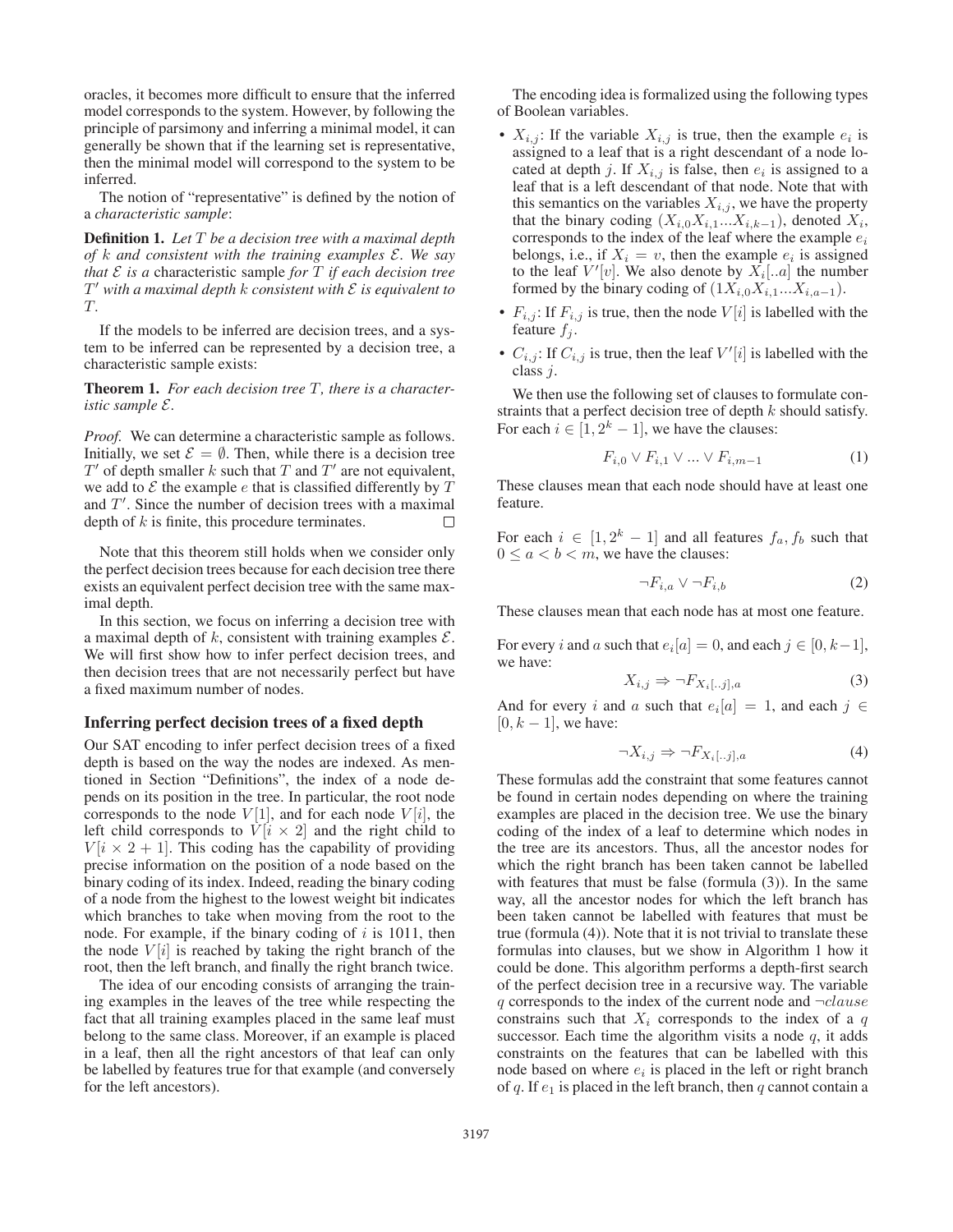oracles, it becomes more difficult to ensure that the inferred model corresponds to the system. However, by following the principle of parsimony and inferring a minimal model, it can generally be shown that if the learning set is representative, then the minimal model will correspond to the system to be inferred.

The notion of "representative" is defined by the notion of a *characteristic sample*:

**Definition 1.** *Let $T$ be a decision tree with a maximal depth of $k$ and consistent with the training examples $\mathcal{E}$. We say that $\mathcal{E}$ is a* characteristic sample *for $T$ if each decision tree $T'$ with a maximal depth $k$ consistent with $\mathcal{E}$ is equivalent to $T$.*

If the models to be inferred are decision trees, and a system to be inferred can be represented by a decision tree, a characteristic sample exists:

**Theorem 1.** *For each decision tree $T$, there is a characteristic sample $\mathcal{E}$.*

*Proof.* We can determine a characteristic sample as follows. Initially, we set $\mathcal{E} = \emptyset$. Then, while there is a decision tree $T'$ of depth smaller $k$ such that $T$ and $T'$ are not equivalent, we add to $\mathcal{E}$ the example $e$ that is classified differently by $T$ and $T'$. Since the number of decision trees with a maximal depth of $k$ is finite, this procedure terminates. □

Note that this theorem still holds when we consider only the perfect decision trees because for each decision tree there exists an equivalent perfect decision tree with the same maximal depth.

In this section, we focus on inferring a decision tree with a maximal depth of $k$, consistent with training examples $\mathcal{E}$. We will first show how to infer perfect decision trees, and then decision trees that are not necessarily perfect but have a fixed maximum number of nodes.

## Inferring perfect decision trees of a fixed depth

Our SAT encoding to infer perfect decision trees of a fixed depth is based on the way the nodes are indexed. As mentioned in Section "Definitions", the index of a node depends on its position in the tree. In particular, the root node corresponds to the node $V[1]$, and for each node $V[i]$, the left child corresponds to $V[i \times 2]$ and the right child to $V[i \times 2 + 1]$. This coding has the capability of providing precise information on the position of a node based on the binary coding of its index. Indeed, reading the binary coding of a node from the highest to the lowest weight bit indicates which branches to take when moving from the root to the node. For example, if the binary coding of $i$ is 1011, then the node $V[i]$ is reached by taking the right branch of the root, then the left branch, and finally the right branch twice.

The idea of our encoding consists of arranging the training examples in the leaves of the tree while respecting the fact that all training examples placed in the same leaf must belong to the same class. Moreover, if an example is placed in a leaf, then all the right ancestors of that leaf can only be labelled by features true for that example (and conversely for the left ancestors).

The encoding idea is formalized using the following types of Boolean variables.

- $X_{i,j}$: If the variable $X_{i,j}$ is true, then the example $e_i$ is assigned to a leaf that is a right descendant of a node located at depth $j$. If $X_{i,j}$ is false, then $e_i$ is assigned to a leaf that is a left descendant of that node. Note that with this semantics on the variables $X_{i,j}$, we have the property that the binary coding $(X_{i,0}X_{i,1}...X_{i,k-1})$, denoted $X_i$, corresponds to the index of the leaf where the example $e_i$ belongs, i.e., if $X_i = v$, then the example $e_i$ is assigned to the leaf $V'[v]$. We also denote by $X_i[..a]$ the number formed by the binary coding of $(1X_{i,0}X_{i,1}...X_{i,a-1})$.
- $F_{i,j}$: If $F_{i,j}$ is true, then the node $V[i]$ is labelled with the feature $f_j$.
- $C_{i,j}$: If $C_{i,j}$ is true, then the leaf $V'[i]$ is labelled with the class $j$.

We then use the following set of clauses to formulate constraints that a perfect decision tree of depth $k$ should satisfy. For each $i \in [1, 2^k - 1]$, we have the clauses:

$$F_{i,0} \vee F_{i,1} \vee ... \vee F_{i,m-1} \tag{1}$$

These clauses mean that each node should have at least one feature.

For each $i \in [1, 2^k - 1]$ and all features $f_a, f_b$ such that $0 \leq a < b < m$, we have the clauses:

$$\neg F_{i,a} \vee \neg F_{i,b} \tag{2}$$

These clauses mean that each node has at most one feature.

For every $i$ and $a$ such that $e_i[a] = 0$, and each $j \in [0, k-1]$, we have:

$$X_{i,j} \Rightarrow \neg F_{X_i[..j],a} \tag{3}$$

And for every $i$ and $a$ such that $e_i[a] = 1$, and each $j \in [0, k-1]$, we have:

$$\neg X_{i,j} \Rightarrow \neg F_{X_i[..j],a} \tag{4}$$

These formulas add the constraint that some features cannot be found in certain nodes depending on where the training examples are placed in the decision tree. We use the binary coding of the index of a leaf to determine which nodes in the tree are its ancestors. Thus, all the ancestor nodes for which the right branch has been taken cannot be labelled with features that must be false (formula (3)). In the same way, all the ancestor nodes for which the left branch has been taken cannot be labelled with features that must be true (formula (4)). Note that it is not trivial to translate these formulas into clauses, but we show in Algorithm 1 how it could be done. This algorithm performs a depth-first search of the perfect decision tree in a recursive way. The variable $q$ corresponds to the index of the current node and $\neg clause$ constrains such that $X_i$ corresponds to the index of a $q$ successor. Each time the algorithm visits a node $q$, it adds constraints on the features that can be labelled with this node based on where $e_i$ is placed in the left or right branch of $q$. If $e_1$ is placed in the left branch, then $q$ cannot contain a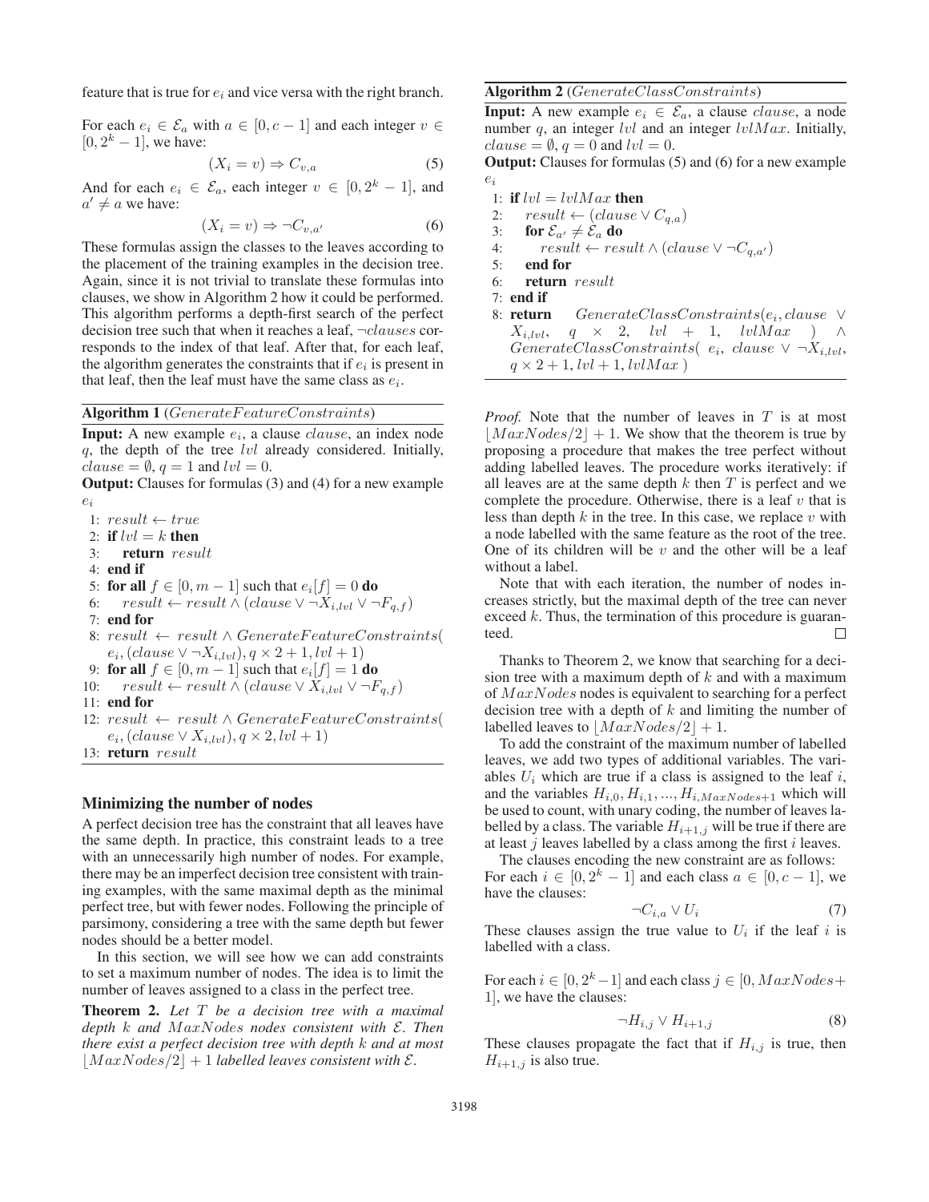feature that is true for $e_i$ and vice versa with the right branch.

For each $e_i \in \mathcal{E}_a$ with $a \in [0, c-1]$ and each integer $v \in [0, 2^k - 1]$, we have:

$$(X_i = v) \Rightarrow C_{v,a} \tag{5}$$

And for each $e_i \in \mathcal{E}_a$, each integer $v \in [0, 2^k - 1]$, and $a' \neq a$ we have:

$$(X_i = v) \Rightarrow \neg C_{v,a'} \tag{6}$$

These formulas assign the classes to the leaves according to the placement of the training examples in the decision tree. Again, since it is not trivial to translate these formulas into clauses, we show in Algorithm 2 how it could be performed. This algorithm performs a depth-first search of the perfect decision tree such that when it reaches a leaf, $\neg clauses$ corresponds to the index of that leaf. After that, for each leaf, the algorithm generates the constraints that if $e_i$ is present in that leaf, then the leaf must have the same class as $e_i$.

**Algorithm 1** ($GenerateFeatureConstraints$)

**Input:** A new example $e_i$, a clause $clause$, an index node $q$, the depth of the tree $lvl$ already considered. Initially, $clause = \emptyset$, $q = 1$ and $lvl = 0$.

**Output:** Clauses for formulas (3) and (4) for a new example $e_i$

```
1: result ← true
2: if lvl = k then
3:     return result
4: end if
5: for all f ∈ [0, m−1] such that e_i[f] = 0 do
6:     result ← result ∧ (clause ∨ ¬X_{i,lvl} ∨ ¬F_{q,f})
7: end for
8: result ← result ∧ GenerateFeatureConstraints(
   e_i, (clause ∨ ¬X_{i,lvl}), q × 2 + 1, lvl + 1)
9: for all f ∈ [0, m−1] such that e_i[f] = 1 do
10:    result ← result ∧ (clause ∨ X_{i,lvl} ∨ ¬F_{q,f})
11: end for
12: result ← result ∧ GenerateFeatureConstraints(
    e_i, (clause ∨ X_{i,lvl}), q × 2, lvl + 1)
13: return result
```

## Minimizing the number of nodes

A perfect decision tree has the constraint that all leaves have the same depth. In practice, this constraint leads to a tree with an unnecessarily high number of nodes. For example, there may be an imperfect decision tree consistent with training examples, with the same maximal depth as the minimal perfect tree, but with fewer nodes. Following the principle of parsimony, considering a tree with the same depth but fewer nodes should be a better model.

In this section, we will see how we can add constraints to set a maximum number of nodes. The idea is to limit the number of leaves assigned to a class in the perfect tree.

**Theorem 2.** *Let $T$ be a decision tree with a maximal depth $k$ and $MaxNodes$ nodes consistent with $\mathcal{E}$. Then there exist a perfect decision tree with depth $k$ and at most $\lfloor MaxNodes/2 \rfloor + 1$ labelled leaves consistent with $\mathcal{E}$.*

**Algorithm 2** ($GenerateClassConstraints$)

**Input:** A new example $e_i \in \mathcal{E}_a$, a clause $clause$, a node number $q$, an integer $lvl$ and an integer $lvlMax$. Initially, $clause = \emptyset$, $q = 0$ and $lvl = 0$.

**Output:** Clauses for formulas (5) and (6) for a new example $e_i$

```
1: if lvl = lvlMax then
2:     result ← (clause ∨ C_{q,a})
3:     for E_{a'} ≠ E_a do
4:         result ← result ∧ (clause ∨ ¬C_{q,a'})
5:     end for
6:     return result
7: end if
8: return GenerateClassConstraints(e_i, clause ∨
   X_{i,lvl}, q × 2, lvl + 1, lvlMax) ∧
   GenerateClassConstraints(e_i, clause ∨ ¬X_{i,lvl},
   q × 2 + 1, lvl + 1, lvlMax)
```

*Proof.* Note that the number of leaves in $T$ is at most $\lfloor MaxNodes/2 \rfloor + 1$. We show that the theorem is true by proposing a procedure that makes the tree perfect without adding labelled leaves. The procedure works iteratively: if all leaves are at the same depth $k$ then $T$ is perfect and we complete the procedure. Otherwise, there is a leaf $v$ that is less than depth $k$ in the tree. In this case, we replace $v$ with a node labelled with the same feature as the root of the tree. One of its children will be $v$ and the other will be a leaf without a label.

Note that with each iteration, the number of nodes increases strictly, but the maximal depth of the tree can never exceed $k$. Thus, the termination of this procedure is guaranteed. $\square$

Thanks to Theorem 2, we know that searching for a decision tree with a maximum depth of $k$ and with a maximum of $MaxNodes$ nodes is equivalent to searching for a perfect decision tree with a depth of $k$ and limiting the number of labelled leaves to $\lfloor MaxNodes/2 \rfloor + 1$.

To add the constraint of the maximum number of labelled leaves, we add two types of additional variables. The variables $U_i$ which are true if a class is assigned to the leaf $i$, and the variables $H_{i,0}, H_{i,1}, ..., H_{i,MaxNodes+1}$ which will be used to count, with unary coding, the number of leaves labelled by a class. The variable $H_{i+1,j}$ will be true if there are at least $j$ leaves labelled by a class among the first $i$ leaves.

The clauses encoding the new constraint are as follows: For each $i \in [0, 2^k - 1]$ and each class $a \in [0, c-1]$, we have the clauses:

$$\neg C_{i,a} \vee U_i \tag{7}$$

These clauses assign the true value to $U_i$ if the leaf $i$ is labelled with a class.

For each $i \in [0, 2^k - 1]$ and each class $j \in [0, MaxNodes + 1]$, we have the clauses:

$$\neg H_{i,j} \vee H_{i+1,j} \tag{8}$$

These clauses propagate the fact that if $H_{i,j}$ is true, then $H_{i+1,j}$ is also true.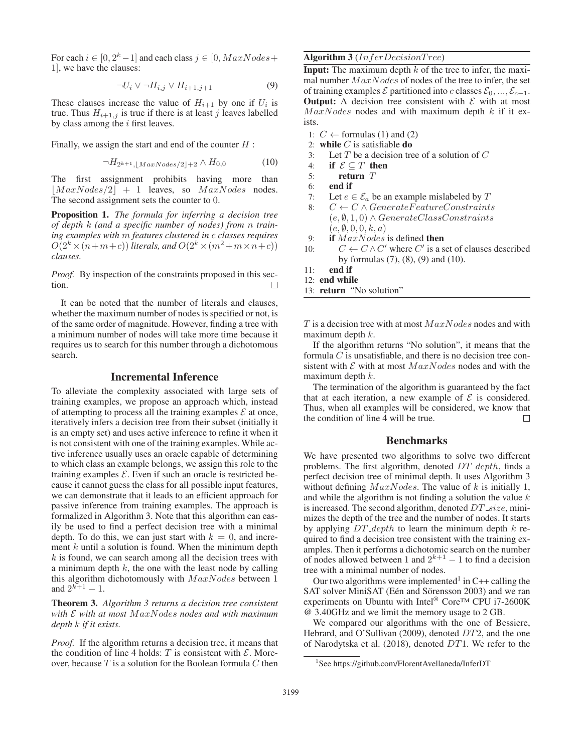For each $i \in [0, 2^k - 1]$ and each class $j \in [0, MaxNodes + 1]$, we have the clauses:

$$\neg U_i \vee \neg H_{i,j} \vee H_{i+1,j+1} \tag{9}$$

These clauses increase the value of $H_{i+1}$ by one if $U_i$ is true. Thus $H_{i+1,j}$ is true if there is at least $j$ leaves labelled by class among the $i$ first leaves.

Finally, we assign the start and end of the counter $H$ :

$$\neg H_{2^{k+1}, \lfloor MaxNodes/2 \rfloor + 2} \wedge H_{0,0} \tag{10}$$

The first assignment prohibits having more than $\lfloor MaxNodes/2 \rfloor + 1$ leaves, so $MaxNodes$ nodes. The second assignment sets the counter to 0.

**Proposition 1.** *The formula for inferring a decision tree of depth $k$ (and a specific number of nodes) from $n$ training examples with $m$ features clustered in $c$ classes requires $O(2^k \times (n + m + c))$ literals, and $O(2^k \times (m^2 + m \times n + c))$ clauses.*

*Proof.* By inspection of the constraints proposed in this section. □

It can be noted that the number of literals and clauses, whether the maximum number of nodes is specified or not, is of the same order of magnitude. However, finding a tree with a minimum number of nodes will take more time because it requires us to search for this number through a dichotomous search.

## Incremental Inference

To alleviate the complexity associated with large sets of training examples, we propose an approach which, instead of attempting to process all the training examples $\mathcal{E}$ at once, iteratively infers a decision tree from their subset (initially it is an empty set) and uses active inference to refine it when it is not consistent with one of the training examples. While active inference usually uses an oracle capable of determining to which class an example belongs, we assign this role to the training examples $\mathcal{E}$. Even if such an oracle is restricted because it cannot guess the class for all possible input features, we can demonstrate that it leads to an efficient approach for passive inference from training examples. The approach is formalized in Algorithm 3. Note that this algorithm can easily be used to find a perfect decision tree with a minimal depth. To do this, we can just start with $k = 0$, and increment $k$ until a solution is found. When the minimum depth $k$ is found, we can search among all the decision trees with a minimum depth $k$, the one with the least node by calling this algorithm dichotomously with $MaxNodes$ between 1 and $2^{k+1} - 1$.

**Algorithm 3** ($InferDecisionTree$)

**Input:** The maximum depth $k$ of the tree to infer, the maximal number $MaxNodes$ of nodes of the tree to infer, the set of training examples $\mathcal{E}$ partitioned into $c$ classes $\mathcal{E}_0, ..., \mathcal{E}_{c-1}$.
**Output:** A decision tree consistent with $\mathcal{E}$ with at most $MaxNodes$ nodes and with maximum depth $k$ if it exists.

```
1:  C ← formulas (1) and (2)
2:  while C is satisfiable do
3:      Let T be a decision tree of a solution of C
4:      if E ⊆ T then
5:          return T
6:      end if
7:      Let e ∈ E_a be an example mislabeled by T
8:      C ← C ∧ GenerateFeatureConstraints
        (e, ∅, 1, 0) ∧ GenerateClassConstraints
        (e, ∅, 0, 0, k, a)
9:      if MaxNodes is defined then
10:         C ← C ∧ C' where C' is a set of clauses described
            by formulas (7), (8), (9) and (10).
11:     end if
12: end while
13: return "No solution"
```

**Theorem 3.** *Algorithm 3 returns a decision tree consistent with $\mathcal{E}$ with at most $MaxNodes$ nodes and with maximum depth $k$ if it exists.*

*Proof.* If the algorithm returns a decision tree, it means that the condition of line 4 holds: $T$ is consistent with $\mathcal{E}$. Moreover, because $T$ is a solution for the Boolean formula $C$ then $T$ is a decision tree with at most $MaxNodes$ nodes and with maximum depth $k$.

If the algorithm returns "No solution", it means that the formula $C$ is unsatisfiable, and there is no decision tree consistent with $\mathcal{E}$ with at most $MaxNodes$ nodes and with the maximum depth $k$.

The termination of the algorithm is guaranteed by the fact that at each iteration, a new example of $\mathcal{E}$ is considered. Thus, when all examples will be considered, we know that the condition of line 4 will be true. □

## Benchmarks

We have presented two algorithms to solve two different problems. The first algorithm, denoted $DT\_depth$, finds a perfect decision tree of minimal depth. It uses Algorithm 3 without defining $MaxNodes$. The value of $k$ is initially 1, and while the algorithm is not finding a solution the value $k$ is increased. The second algorithm, denoted $DT\_size$, minimizes the depth of the tree and the number of nodes. It starts by applying $DT\_depth$ to learn the minimum depth $k$ required to find a decision tree consistent with the training examples. Then it performs a dichotomic search on the number of nodes allowed between 1 and $2^{k+1} - 1$ to find a decision tree with a minimal number of nodes.

Our two algorithms were implemented[1] in C++ calling the SAT solver MiniSAT (Eén and Sörensson 2003) and we ran experiments on Ubuntu with Intel® Core™ CPU i7-2600K @ 3.40GHz and we limit the memory usage to 2 GB.

We compared our algorithms with the one of Bessiere, Hebrard, and O'Sullivan (2009), denoted $DT2$, and the one of Narodytska et al. (2018), denoted $DT1$. We refer to the

[1] See https://github.com/FlorentAvellaneda/InferDT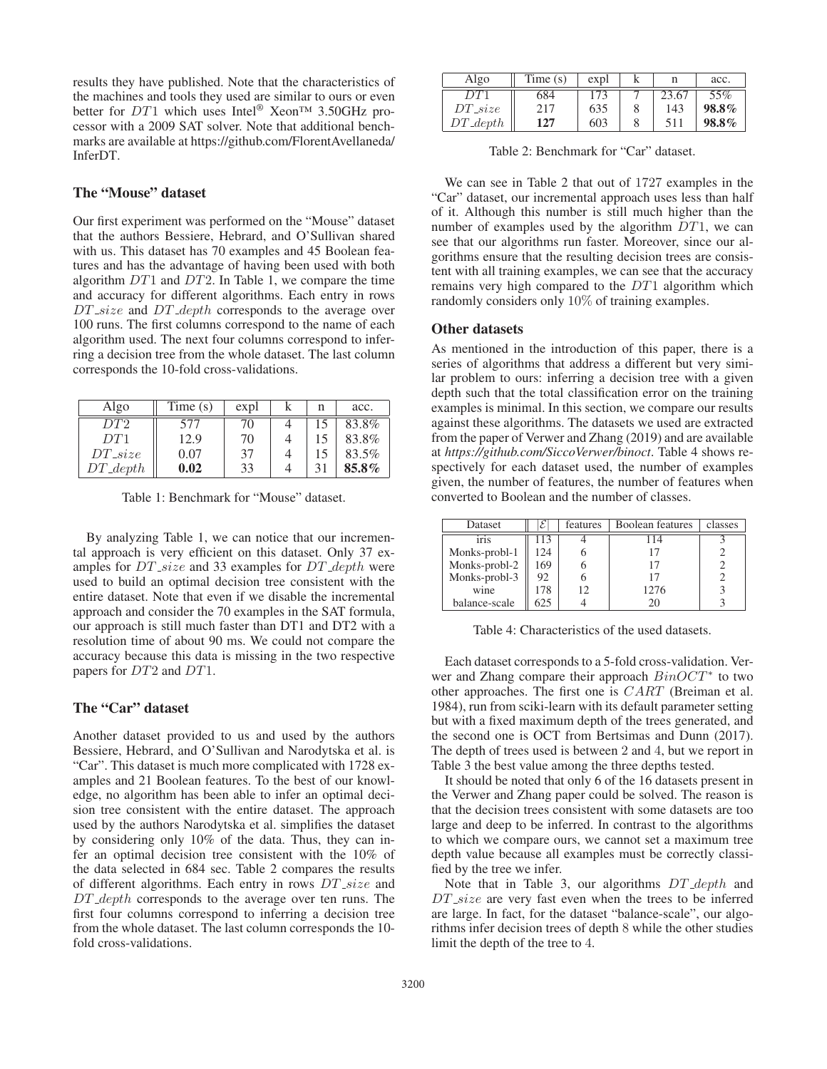results they have published. Note that the characteristics of the machines and tools they used are similar to ours or even better for $DT1$ which uses Intel® Xeon™ 3.50GHz processor with a 2009 SAT solver. Note that additional benchmarks are available at https://github.com/FlorentAvellaneda/InferDT.

### The "Mouse" dataset

Our first experiment was performed on the "Mouse" dataset that the authors Bessiere, Hebrard, and O'Sullivan shared with us. This dataset has 70 examples and 45 Boolean features and has the advantage of having been used with both algorithm $DT1$ and $DT2$. In Table 1, we compare the time and accuracy for different algorithms. Each entry in rows $DT\_size$ and $DT\_depth$ corresponds to the average over 100 runs. The first columns correspond to the name of each algorithm used. The next four columns correspond to inferring a decision tree from the whole dataset. The last column corresponds the 10-fold cross-validations.

| Algo | Time (s) | expl | k | n | acc. |
|---|---|---|---|---|---|
| $DT2$ | 577 | 70 | 4 | 15 | 83.8% |
| $DT1$ | 12.9 | 70 | 4 | 15 | 83.8% |
| $DT\_size$ | 0.07 | 37 | 4 | 15 | 83.5% |
| $DT\_depth$ | **0.02** | 33 | 4 | 31 | **85.8%** |

Table 1: Benchmark for "Mouse" dataset.

By analyzing Table 1, we can notice that our incremental approach is very efficient on this dataset. Only 37 examples for $DT\_size$ and 33 examples for $DT\_depth$ were used to build an optimal decision tree consistent with the entire dataset. Note that even if we disable the incremental approach and consider the 70 examples in the SAT formula, our approach is still much faster than DT1 and DT2 with a resolution time of about 90 ms. We could not compare the accuracy because this data is missing in the two respective papers for $DT2$ and $DT1$.

### The "Car" dataset

Another dataset provided to us and used by the authors Bessiere, Hebrard, and O'Sullivan and Narodytska et al. is "Car". This dataset is much more complicated with 1728 examples and 21 Boolean features. To the best of our knowledge, no algorithm has been able to infer an optimal decision tree consistent with the entire dataset. The approach used by the authors Narodytska et al. simplifies the dataset by considering only 10% of the data. Thus, they can infer an optimal decision tree consistent with the 10% of the data selected in 684 sec. Table 2 compares the results of different algorithms. Each entry in rows $DT\_size$ and $DT\_depth$ corresponds to the average over ten runs. The first four columns correspond to inferring a decision tree from the whole dataset. The last column corresponds the 10-fold cross-validations.

| Algo | Time (s) | expl | k | n | acc. |
|---|---|---|---|---|---|
| $DT1$ | 684 | 173 | 7 | 23.67 | 55% |
| $DT\_size$ | 217 | 635 | 8 | 143 | **98.8%** |
| $DT\_depth$ | **127** | 603 | 8 | 511 | **98.8%** |

Table 2: Benchmark for "Car" dataset.

We can see in Table 2 that out of 1727 examples in the "Car" dataset, our incremental approach uses less than half of it. Although this number is still much higher than the number of examples used by the algorithm $DT1$, we can see that our algorithms run faster. Moreover, since our algorithms ensure that the resulting decision trees are consistent with all training examples, we can see that the accuracy remains very high compared to the $DT1$ algorithm which randomly considers only 10% of training examples.

### Other datasets

As mentioned in the introduction of this paper, there is a series of algorithms that address a different but very similar problem to ours: inferring a decision tree with a given depth such that the total classification error on the training examples is minimal. In this section, we compare our results against these algorithms. The datasets we used are extracted from the paper of Verwer and Zhang (2019) and are available at *https://github.com/SiccoVerwer/binoct*. Table 4 shows respectively for each dataset used, the number of examples given, the number of features, the number of features when converted to Boolean and the number of classes.

| Dataset | $\|\mathcal{E}\|$ | features | Boolean features | classes |
|---|---|---|---|---|
| iris | 113 | 4 | 114 | 3 |
| Monks-probl-1 | 124 | 6 | 17 | 2 |
| Monks-probl-2 | 169 | 6 | 17 | 2 |
| Monks-probl-3 | 92 | 6 | 17 | 2 |
| wine | 178 | 12 | 1276 | 3 |
| balance-scale | 625 | 4 | 20 | 3 |

Table 4: Characteristics of the used datasets.

Each dataset corresponds to a 5-fold cross-validation. Verwer and Zhang compare their approach $BinOCT^*$ to two other approaches. The first one is $CART$ (Breiman et al. 1984), run from sciki-learn with its default parameter setting but with a fixed maximum depth of the trees generated, and the second one is OCT from Bertsimas and Dunn (2017). The depth of trees used is between 2 and 4, but we report in Table 3 the best value among the three depths tested.

It should be noted that only 6 of the 16 datasets present in the Verwer and Zhang paper could be solved. The reason is that the decision trees consistent with some datasets are too large and deep to be inferred. In contrast to the algorithms to which we compare ours, we cannot set a maximum tree depth value because all examples must be correctly classified by the tree we infer.

Note that in Table 3, our algorithms $DT\_depth$ and $DT\_size$ are very fast even when the trees to be inferred are large. In fact, for the dataset "balance-scale", our algorithms infer decision trees of depth 8 while the other studies limit the depth of the tree to 4.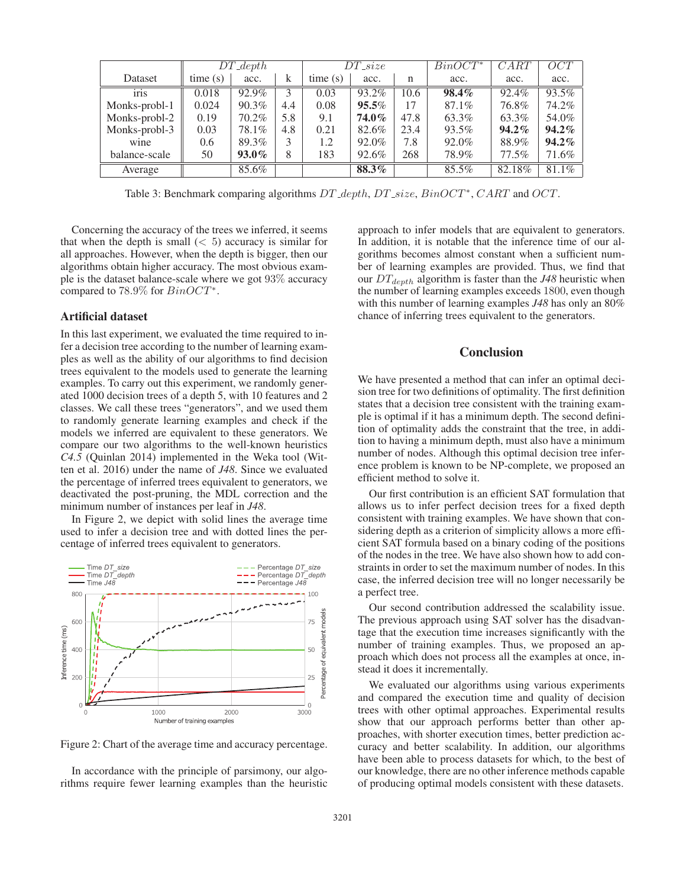| Dataset | $DT\_depth$ | | | $DT\_size$ | | | $BinOCT^*$ | $CART$ | $OCT$ |
|---|---|---|---|---|---|---|---|---|---|
| | time (s) | acc. | k | time (s) | acc. | n | acc. | acc. | acc. |
| iris | 0.018 | 92.9% | 3 | 0.03 | 93.2% | 10.6 | **98.4%** | 92.4% | 93.5% |
| Monks-probl-1 | 0.024 | 90.3% | 4.4 | 0.08 | **95.5%** | 17 | 87.1% | 76.8% | 74.2% |
| Monks-probl-2 | 0.19 | 70.2% | 5.8 | 9.1 | **74.0%** | 47.8 | 63.3% | 63.3% | 54.0% |
| Monks-probl-3 | 0.03 | 78.1% | 4.8 | 0.21 | 82.6% | 23.4 | 93.5% | **94.2%** | **94.2%** |
| wine | 0.6 | 89.3% | 3 | 1.2 | 92.0% | 7.8 | 92.0% | 88.9% | **94.2%** |
| balance-scale | 50 | **93.0%** | 8 | 183 | 92.6% | 268 | 78.9% | 77.5% | 71.6% |
| Average | | 85.6% | | | **88.3%** | | 85.5% | 82.18% | 81.1% |

Table 3: Benchmark comparing algorithms $DT\_depth$, $DT\_size$, $BinOCT^*$, $CART$ and $OCT$.

Concerning the accuracy of the trees we inferred, it seems that when the depth is small ($< 5$) accuracy is similar for all approaches. However, when the depth is bigger, then our algorithms obtain higher accuracy. The most obvious example is the dataset balance-scale where we got $93\%$ accuracy compared to $78.9\%$ for $BinOCT^*$.

### Artificial dataset

In this last experiment, we evaluated the time required to infer a decision tree according to the number of learning examples as well as the ability of our algorithms to find decision trees equivalent to the models used to generate the learning examples. To carry out this experiment, we randomly generated 1000 decision trees of a depth 5, with 10 features and 2 classes. We call these trees "generators", and we used them to randomly generate learning examples and check if the models we inferred are equivalent to these generators. We compare our two algorithms to the well-known heuristics *C4.5* (Quinlan 2014) implemented in the Weka tool (Witten et al. 2016) under the name of *J48*. Since we evaluated the percentage of inferred trees equivalent to generators, we deactivated the post-pruning, the MDL correction and the minimum number of instances per leaf in *J48*.

In Figure 2, we depict with solid lines the average time used to infer a decision tree and with dotted lines the percentage of inferred trees equivalent to generators.

Figure 2: Chart of the average time and accuracy percentage.

In accordance with the principle of parsimony, our algorithms require fewer learning examples than the heuristic approach to infer models that are equivalent to generators. In addition, it is notable that the inference time of our algorithms becomes almost constant when a sufficient number of learning examples are provided. Thus, we find that our $DT_{depth}$ algorithm is faster than the *J48* heuristic when the number of learning examples exceeds 1800, even though with this number of learning examples *J48* has only an 80% chance of inferring trees equivalent to the generators.

## Conclusion

We have presented a method that can infer an optimal decision tree for two definitions of optimality. The first definition states that a decision tree consistent with the training example is optimal if it has a minimum depth. The second definition of optimality adds the constraint that the tree, in addition to having a minimum depth, must also have a minimum number of nodes. Although this optimal decision tree inference problem is known to be NP-complete, we proposed an efficient method to solve it.

Our first contribution is an efficient SAT formulation that allows us to infer perfect decision trees for a fixed depth consistent with training examples. We have shown that considering depth as a criterion of simplicity allows a more efficient SAT formula based on a binary coding of the positions of the nodes in the tree. We have also shown how to add constraints in order to set the maximum number of nodes. In this case, the inferred decision tree will no longer necessarily be a perfect tree.

Our second contribution addressed the scalability issue. The previous approach using SAT solver has the disadvantage that the execution time increases significantly with the number of training examples. Thus, we proposed an approach which does not process all the examples at once, instead it does it incrementally.

We evaluated our algorithms using various experiments and compared the execution time and quality of decision trees with other optimal approaches. Experimental results show that our approach performs better than other approaches, with shorter execution times, better prediction accuracy and better scalability. In addition, our algorithms have been able to process datasets for which, to the best of our knowledge, there are no other inference methods capable of producing optimal models consistent with these datasets.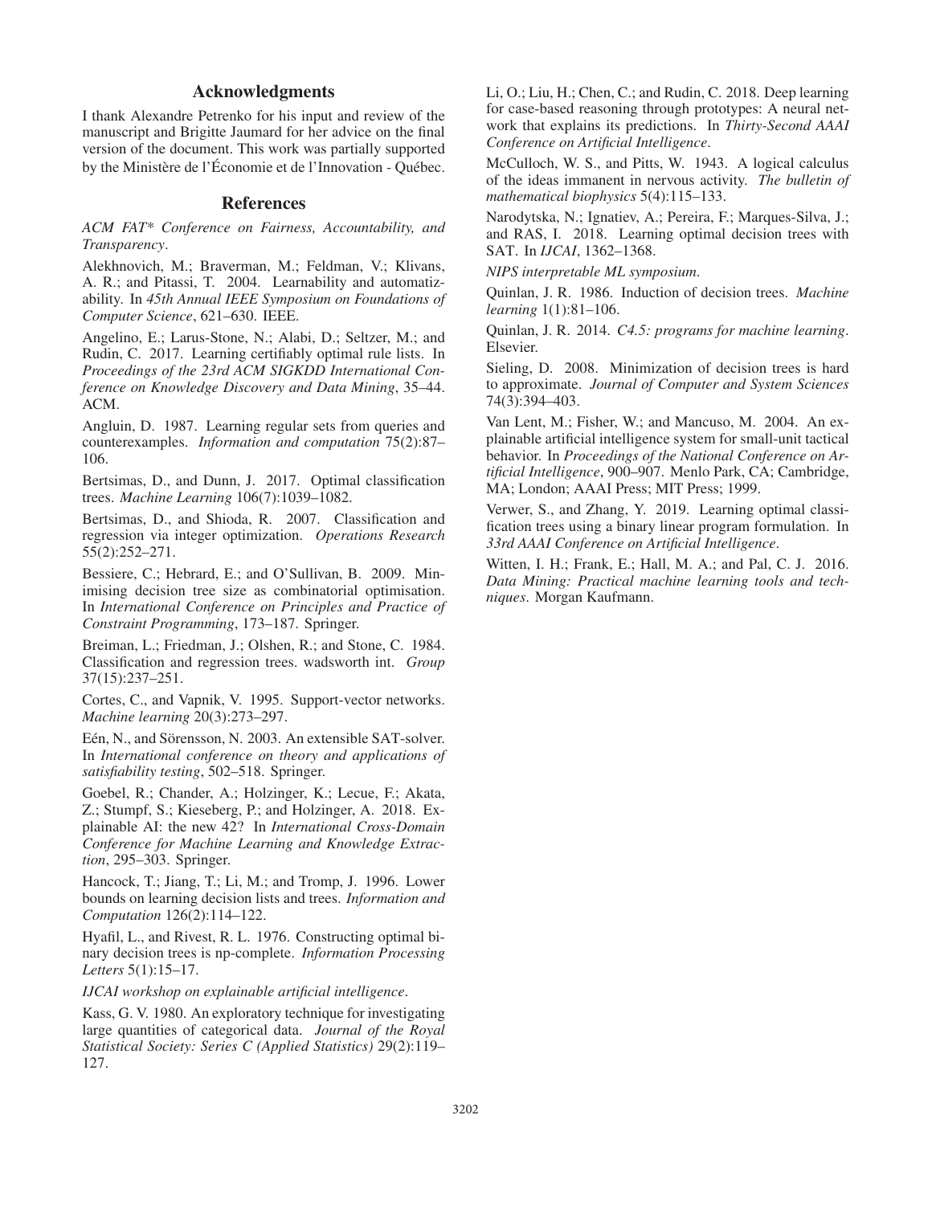## Acknowledgments

I thank Alexandre Petrenko for his input and review of the manuscript and Brigitte Jaumard for her advice on the final version of the document. This work was partially supported by the Ministère de l'Économie et de l'Innovation - Québec.

## References

*ACM FAT\* Conference on Fairness, Accountability, and Transparency*.

Alekhnovich, M.; Braverman, M.; Feldman, V.; Klivans, A. R.; and Pitassi, T. 2004. Learnability and automatizability. In *45th Annual IEEE Symposium on Foundations of Computer Science*, 621–630. IEEE.

Angelino, E.; Larus-Stone, N.; Alabi, D.; Seltzer, M.; and Rudin, C. 2017. Learning certifiably optimal rule lists. In *Proceedings of the 23rd ACM SIGKDD International Conference on Knowledge Discovery and Data Mining*, 35–44. ACM.

Angluin, D. 1987. Learning regular sets from queries and counterexamples. *Information and computation* 75(2):87–106.

Bertsimas, D., and Dunn, J. 2017. Optimal classification trees. *Machine Learning* 106(7):1039–1082.

Bertsimas, D., and Shioda, R. 2007. Classification and regression via integer optimization. *Operations Research* 55(2):252–271.

Bessiere, C.; Hebrard, E.; and O'Sullivan, B. 2009. Minimising decision tree size as combinatorial optimisation. In *International Conference on Principles and Practice of Constraint Programming*, 173–187. Springer.

Breiman, L.; Friedman, J.; Olshen, R.; and Stone, C. 1984. Classification and regression trees. wadsworth int. *Group* 37(15):237–251.

Cortes, C., and Vapnik, V. 1995. Support-vector networks. *Machine learning* 20(3):273–297.

Eén, N., and Sörensson, N. 2003. An extensible SAT-solver. In *International conference on theory and applications of satisfiability testing*, 502–518. Springer.

Goebel, R.; Chander, A.; Holzinger, K.; Lecue, F.; Akata, Z.; Stumpf, S.; Kieseberg, P.; and Holzinger, A. 2018. Explainable AI: the new 42? In *International Cross-Domain Conference for Machine Learning and Knowledge Extraction*, 295–303. Springer.

Hancock, T.; Jiang, T.; Li, M.; and Tromp, J. 1996. Lower bounds on learning decision lists and trees. *Information and Computation* 126(2):114–122.

Hyafil, L., and Rivest, R. L. 1976. Constructing optimal binary decision trees is np-complete. *Information Processing Letters* 5(1):15–17.

*IJCAI workshop on explainable artificial intelligence*.

Kass, G. V. 1980. An exploratory technique for investigating large quantities of categorical data. *Journal of the Royal Statistical Society: Series C (Applied Statistics)* 29(2):119–127.

Li, O.; Liu, H.; Chen, C.; and Rudin, C. 2018. Deep learning for case-based reasoning through prototypes: A neural network that explains its predictions. In *Thirty-Second AAAI Conference on Artificial Intelligence*.

McCulloch, W. S., and Pitts, W. 1943. A logical calculus of the ideas immanent in nervous activity. *The bulletin of mathematical biophysics* 5(4):115–133.

Narodytska, N.; Ignatiev, A.; Pereira, F.; Marques-Silva, J.; and RAS, I. 2018. Learning optimal decision trees with SAT. In *IJCAI*, 1362–1368.

*NIPS interpretable ML symposium*.

Quinlan, J. R. 1986. Induction of decision trees. *Machine learning* 1(1):81–106.

Quinlan, J. R. 2014. *C4.5: programs for machine learning*. Elsevier.

Sieling, D. 2008. Minimization of decision trees is hard to approximate. *Journal of Computer and System Sciences* 74(3):394–403.

Van Lent, M.; Fisher, W.; and Mancuso, M. 2004. An explainable artificial intelligence system for small-unit tactical behavior. In *Proceedings of the National Conference on Artificial Intelligence*, 900–907. Menlo Park, CA; Cambridge, MA; London; AAAI Press; MIT Press; 1999.

Verwer, S., and Zhang, Y. 2019. Learning optimal classification trees using a binary linear program formulation. In *33rd AAAI Conference on Artificial Intelligence*.

Witten, I. H.; Frank, E.; Hall, M. A.; and Pal, C. J. 2016. *Data Mining: Practical machine learning tools and techniques*. Morgan Kaufmann.